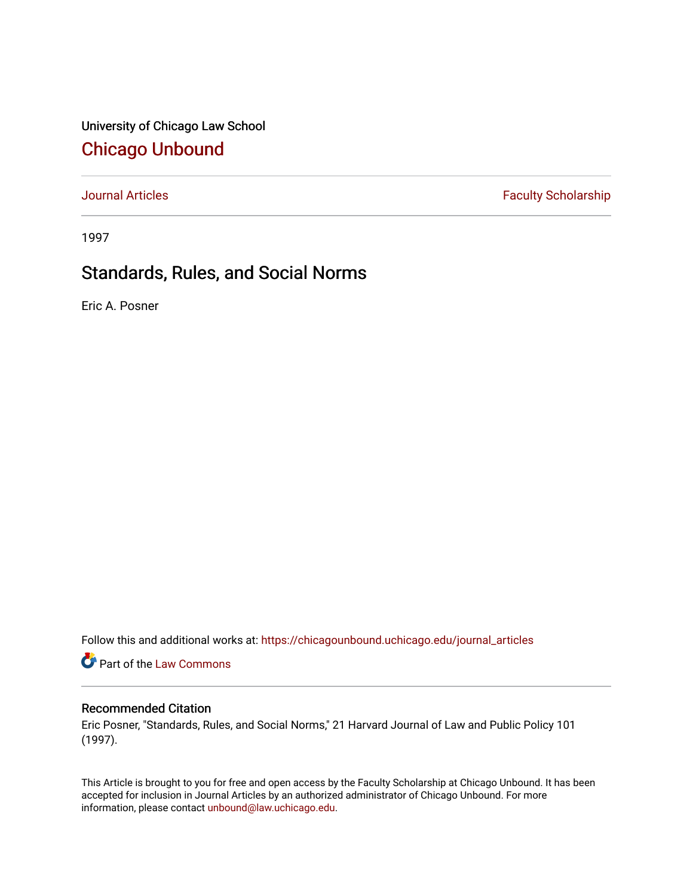University of Chicago Law School

# Chicago Unbound

Journal Articles | Faculty Scholarship

1997

## Standards, Rules, and Social Norms

Eric A. Posner

Follow this and additional works at: https://chicagounbound.uchicago.edu/journal_articles

Part of the Law Commons

### Recommended Citation

Eric Posner, "Standards, Rules, and Social Norms," 21 Harvard Journal of Law and Public Policy 101 (1997).

This Article is brought to you for free and open access by the Faculty Scholarship at Chicago Unbound. It has been accepted for inclusion in Journal Articles by an authorized administrator of Chicago Unbound. For more information, please contact unbound@law.uchicago.edu.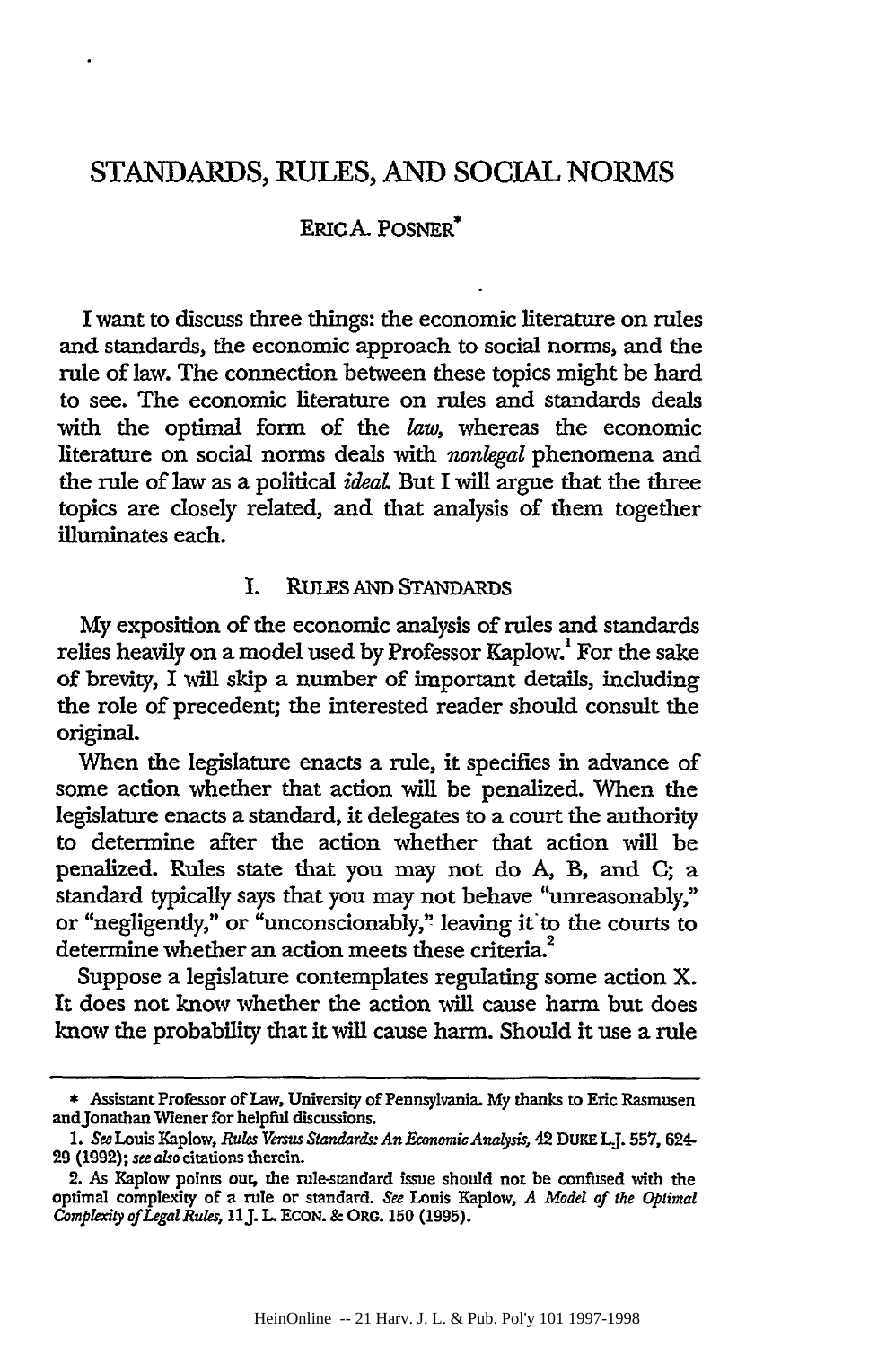# STANDARDS, RULES, AND SOCIAL NORMS

ERIC A. POSNER*

I want to discuss three things: the economic literature on rules and standards, the economic approach to social norms, and the rule of law. The connection between these topics might be hard to see. The economic literature on rules and standards deals with the optimal form of the *law*, whereas the economic literature on social norms deals with *nonlegal* phenomena and the rule of law as a political *ideal*. But I will argue that the three topics are closely related, and that analysis of them together illuminates each.

## I. RULES AND STANDARDS

My exposition of the economic analysis of rules and standards relies heavily on a model used by Professor Kaplow.[1] For the sake of brevity, I will skip a number of important details, including the role of precedent; the interested reader should consult the original.

When the legislature enacts a rule, it specifies in advance of some action whether that action will be penalized. When the legislature enacts a standard, it delegates to a court the authority to determine after the action whether that action will be penalized. Rules state that you may not do A, B, and C; a standard typically says that you may not behave "unreasonably," or "negligently," or "unconscionably," leaving it to the courts to determine whether an action meets these criteria.[2]

Suppose a legislature contemplates regulating some action X. It does not know whether the action will cause harm but does know the probability that it will cause harm. Should it use a rule

---

\* Assistant Professor of Law, University of Pennsylvania. My thanks to Eric Rasmusen and Jonathan Wiener for helpful discussions.

1. *See* Louis Kaplow, *Rules Versus Standards: An Economic Analysis*, 42 DUKE L.J. 557, 624-29 (1992); *see also* citations therein.

2. As Kaplow points out, the rule-standard issue should not be confused with the optimal complexity of a rule or standard. *See* Louis Kaplow, *A Model of the Optimal Complexity of Legal Rules*, 11 J. L. ECON. & ORG. 150 (1995).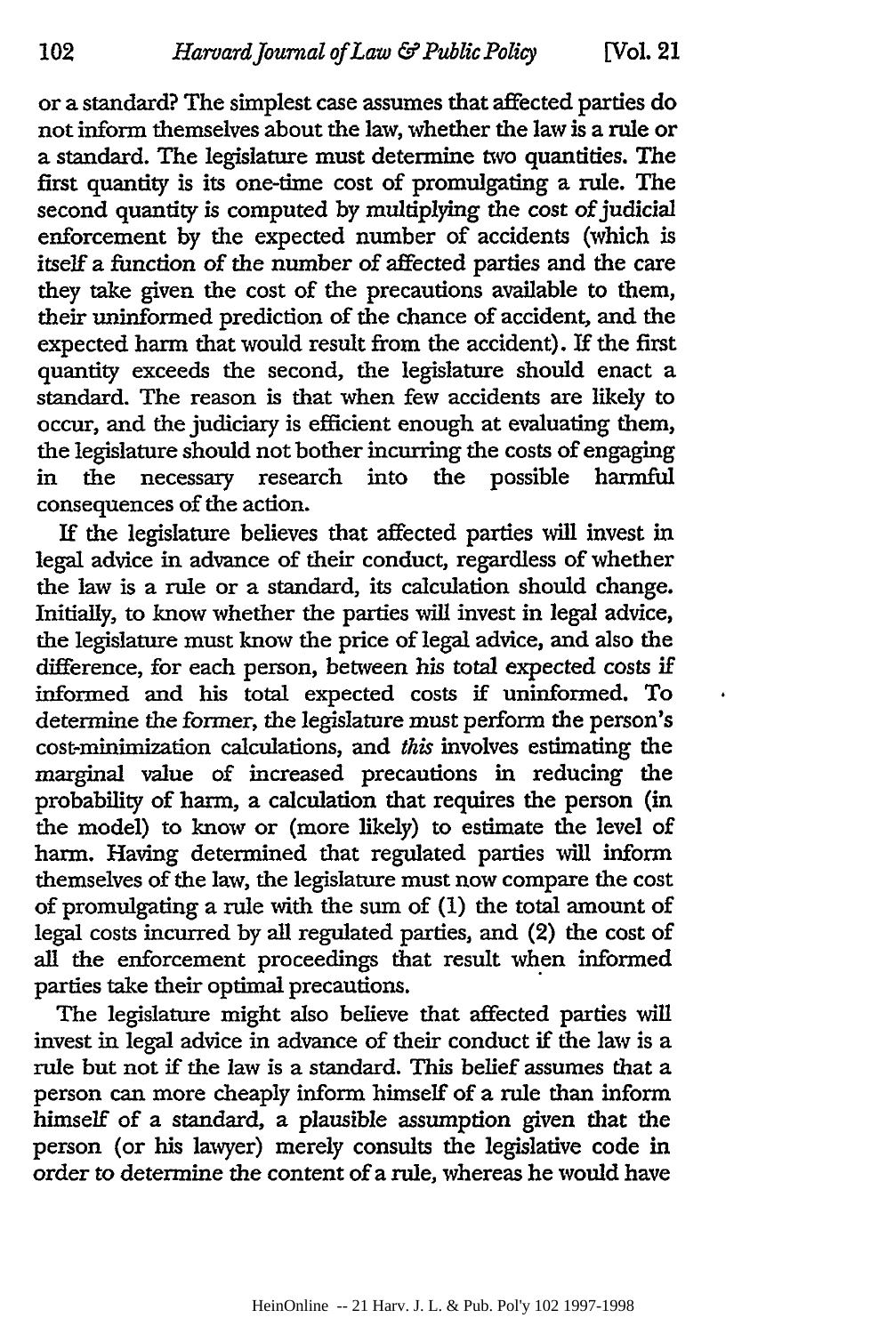or a standard? The simplest case assumes that affected parties do not inform themselves about the law, whether the law is a rule or a standard. The legislature must determine two quantities. The first quantity is its one-time cost of promulgating a rule. The second quantity is computed by multiplying the cost of judicial enforcement by the expected number of accidents (which is itself a function of the number of affected parties and the care they take given the cost of the precautions available to them, their uninformed prediction of the chance of accident, and the expected harm that would result from the accident). If the first quantity exceeds the second, the legislature should enact a standard. The reason is that when few accidents are likely to occur, and the judiciary is efficient enough at evaluating them, the legislature should not bother incurring the costs of engaging in the necessary research into the possible harmful consequences of the action.

If the legislature believes that affected parties will invest in legal advice in advance of their conduct, regardless of whether the law is a rule or a standard, its calculation should change. Initially, to know whether the parties will invest in legal advice, the legislature must know the price of legal advice, and also the difference, for each person, between his total expected costs if informed and his total expected costs if uninformed. To determine the former, the legislature must perform the person's cost-minimization calculations, and *this* involves estimating the marginal value of increased precautions in reducing the probability of harm, a calculation that requires the person (in the model) to know or (more likely) to estimate the level of harm. Having determined that regulated parties will inform themselves of the law, the legislature must now compare the cost of promulgating a rule with the sum of (1) the total amount of legal costs incurred by all regulated parties, and (2) the cost of all the enforcement proceedings that result when informed parties take their optimal precautions.

The legislature might also believe that affected parties will invest in legal advice in advance of their conduct if the law is a rule but not if the law is a standard. This belief assumes that a person can more cheaply inform himself of a rule than inform himself of a standard, a plausible assumption given that the person (or his lawyer) merely consults the legislative code in order to determine the content of a rule, whereas he would have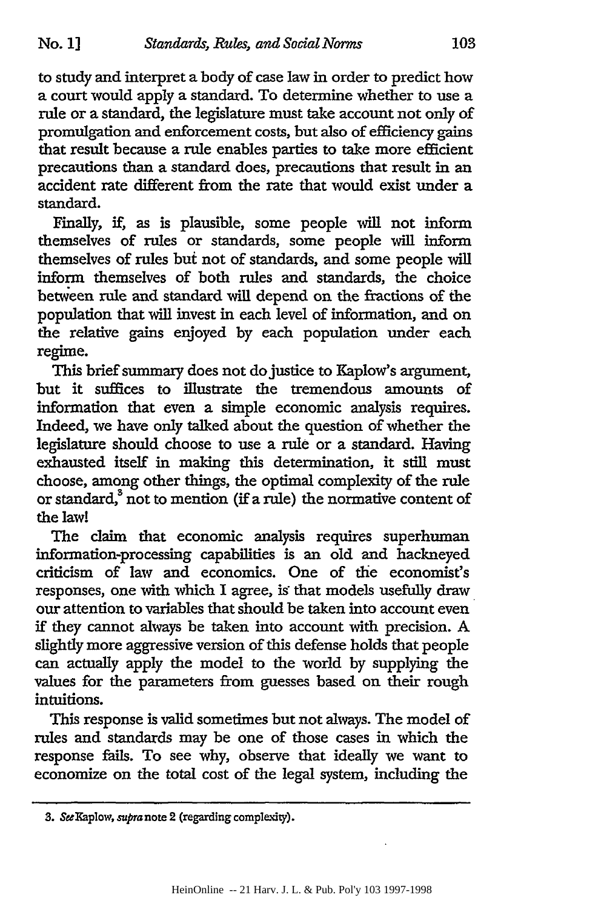to study and interpret a body of case law in order to predict how a court would apply a standard. To determine whether to use a rule or a standard, the legislature must take account not only of promulgation and enforcement costs, but also of efficiency gains that result because a rule enables parties to take more efficient precautions than a standard does, precautions that result in an accident rate different from the rate that would exist under a standard.

Finally, if, as is plausible, some people will not inform themselves of rules or standards, some people will inform themselves of rules but not of standards, and some people will inform themselves of both rules and standards, the choice between rule and standard will depend on the fractions of the population that will invest in each level of information, and on the relative gains enjoyed by each population under each regime.

This brief summary does not do justice to Kaplow's argument, but it suffices to illustrate the tremendous amounts of information that even a simple economic analysis requires. Indeed, we have only talked about the question of whether the legislature should choose to use a rule or a standard. Having exhausted itself in making this determination, it still must choose, among other things, the optimal complexity of the rule or standard,[3] not to mention (if a rule) the normative content of the law!

The claim that economic analysis requires superhuman information-processing capabilities is an old and hackneyed criticism of law and economics. One of the economist's responses, one with which I agree, is that models usefully draw our attention to variables that should be taken into account even if they cannot always be taken into account with precision. A slightly more aggressive version of this defense holds that people can actually apply the model to the world by supplying the values for the parameters from guesses based on their rough intuitions.

This response is valid sometimes but not always. The model of rules and standards may be one of those cases in which the response fails. To see why, observe that ideally we want to economize on the total cost of the legal system, including the

---

3. *See* Kaplow, *supra* note 2 (regarding complexity).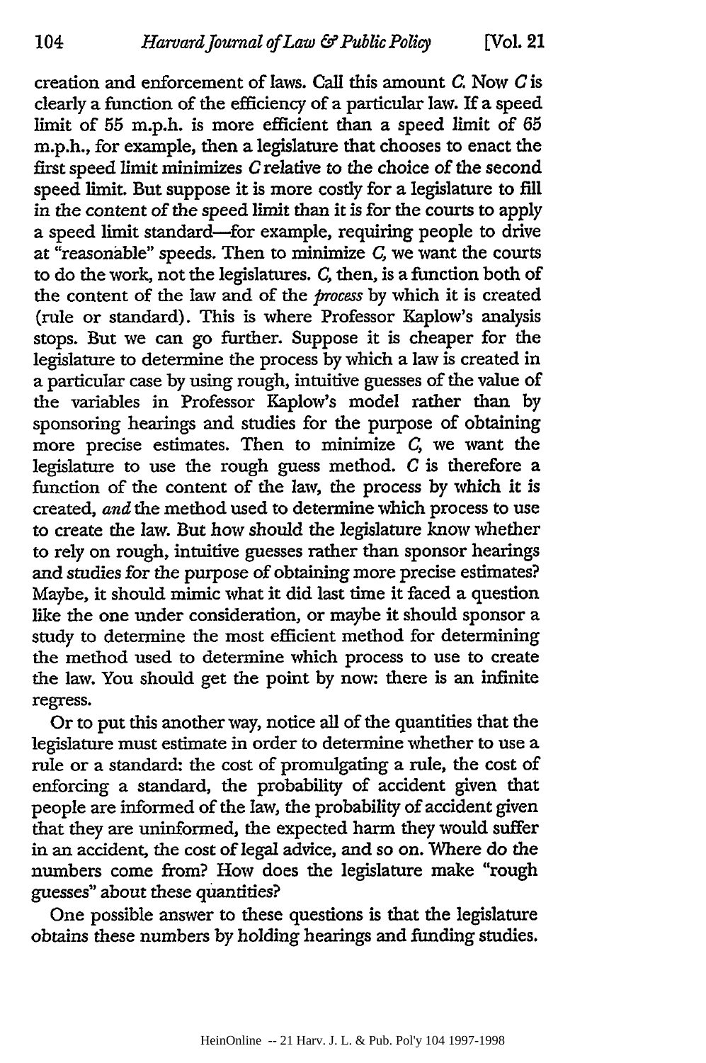creation and enforcement of laws. Call this amount *C*. Now *C* is clearly a function of the efficiency of a particular law. If a speed limit of 55 m.p.h. is more efficient than a speed limit of 65 m.p.h., for example, then a legislature that chooses to enact the first speed limit minimizes *C* relative to the choice of the second speed limit. But suppose it is more costly for a legislature to fill in the content of the speed limit than it is for the courts to apply a speed limit standard—for example, requiring people to drive at "reasonable" speeds. Then to minimize *C*, we want the courts to do the work, not the legislatures. *C*, then, is a function both of the content of the law and of the *process* by which it is created (rule or standard). This is where Professor Kaplow's analysis stops. But we can go further. Suppose it is cheaper for the legislature to determine the process by which a law is created in a particular case by using rough, intuitive guesses of the value of the variables in Professor Kaplow's model rather than by sponsoring hearings and studies for the purpose of obtaining more precise estimates. Then to minimize *C*, we want the legislature to use the rough guess method. *C* is therefore a function of the content of the law, the process by which it is created, *and* the method used to determine which process to use to create the law. But how should the legislature know whether to rely on rough, intuitive guesses rather than sponsor hearings and studies for the purpose of obtaining more precise estimates? Maybe, it should mimic what it did last time it faced a question like the one under consideration, or maybe it should sponsor a study to determine the most efficient method for determining the method used to determine which process to use to create the law. You should get the point by now: there is an infinite regress.

Or to put this another way, notice all of the quantities that the legislature must estimate in order to determine whether to use a rule or a standard: the cost of promulgating a rule, the cost of enforcing a standard, the probability of accident given that people are informed of the law, the probability of accident given that they are uninformed, the expected harm they would suffer in an accident, the cost of legal advice, and so on. Where do the numbers come from? How does the legislature make "rough guesses" about these quantities?

One possible answer to these questions is that the legislature obtains these numbers by holding hearings and funding studies.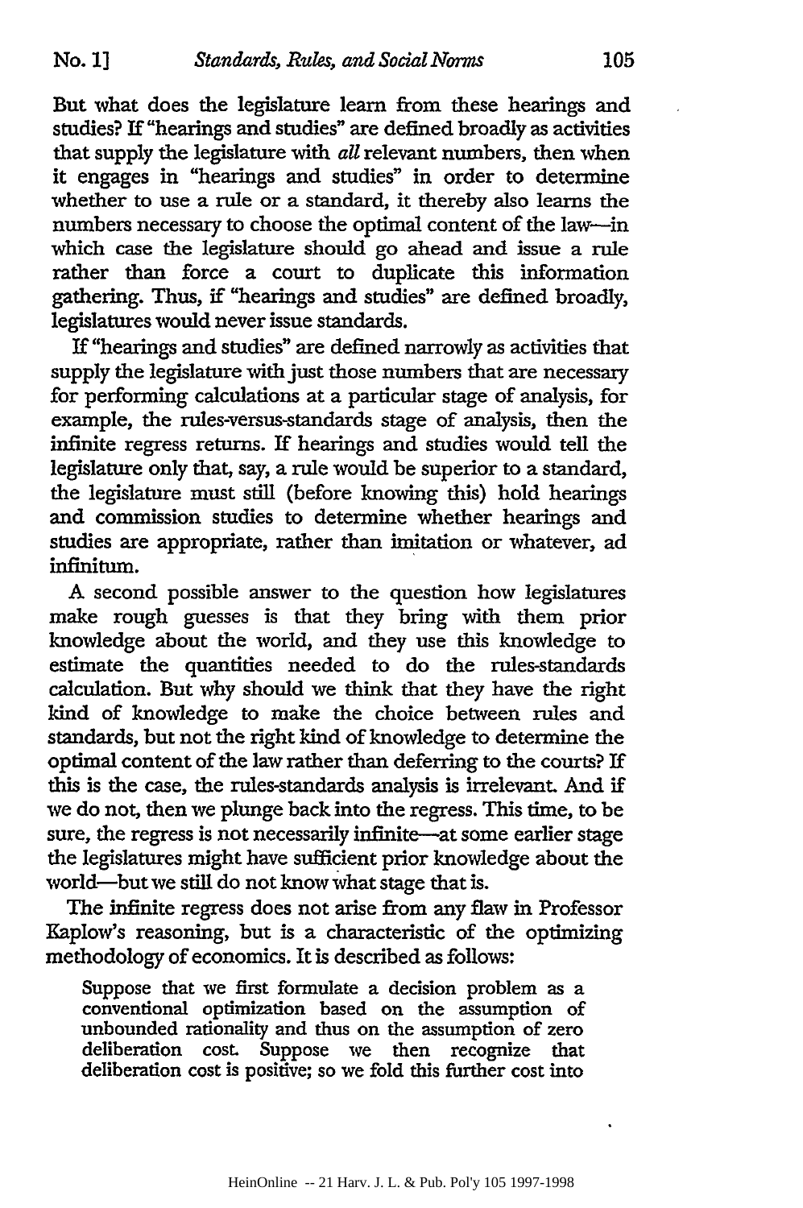But what does the legislature learn from these hearings and studies? If "hearings and studies" are defined broadly as activities that supply the legislature with *all* relevant numbers, then when it engages in "hearings and studies" in order to determine whether to use a rule or a standard, it thereby also learns the numbers necessary to choose the optimal content of the law—in which case the legislature should go ahead and issue a rule rather than force a court to duplicate this information gathering. Thus, if "hearings and studies" are defined broadly, legislatures would never issue standards.

If "hearings and studies" are defined narrowly as activities that supply the legislature with just those numbers that are necessary for performing calculations at a particular stage of analysis, for example, the rules-versus-standards stage of analysis, then the infinite regress returns. If hearings and studies would tell the legislature only that, say, a rule would be superior to a standard, the legislature must still (before knowing this) hold hearings and commission studies to determine whether hearings and studies are appropriate, rather than imitation or whatever, ad infinitum.

A second possible answer to the question how legislatures make rough guesses is that they bring with them prior knowledge about the world, and they use this knowledge to estimate the quantities needed to do the rules-standards calculation. But why should we think that they have the right kind of knowledge to make the choice between rules and standards, but not the right kind of knowledge to determine the optimal content of the law rather than deferring to the courts? If this is the case, the rules-standards analysis is irrelevant. And if we do not, then we plunge back into the regress. This time, to be sure, the regress is not necessarily infinite—at some earlier stage the legislatures might have sufficient prior knowledge about the world—but we still do not know what stage that is.

The infinite regress does not arise from any flaw in Professor Kaplow's reasoning, but is a characteristic of the optimizing methodology of economics. It is described as follows:

> Suppose that we first formulate a decision problem as a conventional optimization based on the assumption of unbounded rationality and thus on the assumption of zero deliberation cost. Suppose we then recognize that deliberation cost is positive; so we fold this further cost into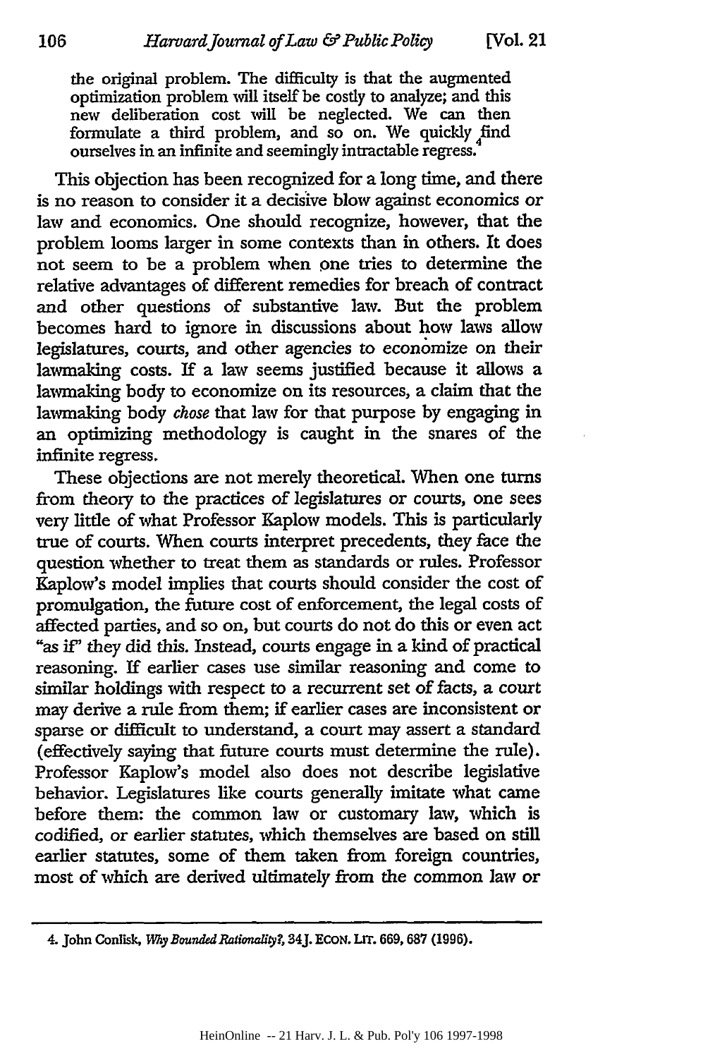> the original problem. The difficulty is that the augmented optimization problem will itself be costly to analyze; and this new deliberation cost will be neglected. We can then formulate a third problem, and so on. We quickly find ourselves in an infinite and seemingly intractable regress.[4]

This objection has been recognized for a long time, and there is no reason to consider it a decisive blow against economics or law and economics. One should recognize, however, that the problem looms larger in some contexts than in others. It does not seem to be a problem when one tries to determine the relative advantages of different remedies for breach of contract and other questions of substantive law. But the problem becomes hard to ignore in discussions about how laws allow legislatures, courts, and other agencies to economize on their lawmaking costs. If a law seems justified because it allows a lawmaking body to economize on its resources, a claim that the lawmaking body *chose* that law for that purpose by engaging in an optimizing methodology is caught in the snares of the infinite regress.

These objections are not merely theoretical. When one turns from theory to the practices of legislatures or courts, one sees very little of what Professor Kaplow models. This is particularly true of courts. When courts interpret precedents, they face the question whether to treat them as standards or rules. Professor Kaplow's model implies that courts should consider the cost of promulgation, the future cost of enforcement, the legal costs of affected parties, and so on, but courts do not do this or even act "as if" they did this. Instead, courts engage in a kind of practical reasoning. If earlier cases use similar reasoning and come to similar holdings with respect to a recurrent set of facts, a court may derive a rule from them; if earlier cases are inconsistent or sparse or difficult to understand, a court may assert a standard (effectively saying that future courts must determine the rule). Professor Kaplow's model also does not describe legislative behavior. Legislatures like courts generally imitate what came before them: the common law or customary law, which is codified, or earlier statutes, which themselves are based on still earlier statutes, some of them taken from foreign countries, most of which are derived ultimately from the common law or

4. John Conlisk, *Why Bounded Rationality?*, 34 J. ECON. LIT. 669, 687 (1996).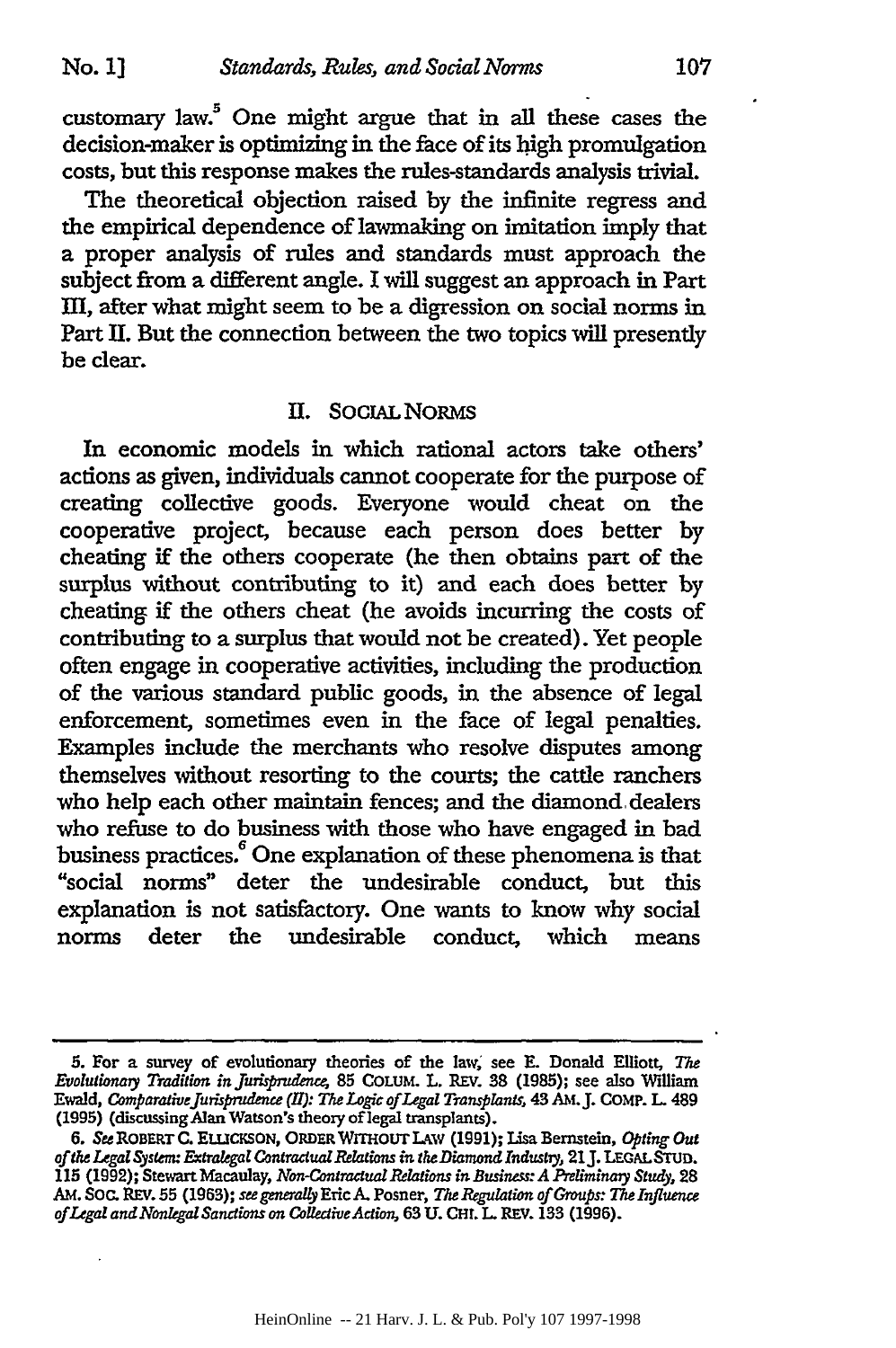customary law.[5] One might argue that in all these cases the decision-maker is optimizing in the face of its high promulgation costs, but this response makes the rules-standards analysis trivial.

The theoretical objection raised by the infinite regress and the empirical dependence of lawmaking on imitation imply that a proper analysis of rules and standards must approach the subject from a different angle. I will suggest an approach in Part III, after what might seem to be a digression on social norms in Part II. But the connection between the two topics will presently be clear.

## II. SOCIAL NORMS

In economic models in which rational actors take others' actions as given, individuals cannot cooperate for the purpose of creating collective goods. Everyone would cheat on the cooperative project, because each person does better by cheating if the others cooperate (he then obtains part of the surplus without contributing to it) and each does better by cheating if the others cheat (he avoids incurring the costs of contributing to a surplus that would not be created). Yet people often engage in cooperative activities, including the production of the various standard public goods, in the absence of legal enforcement, sometimes even in the face of legal penalties. Examples include the merchants who resolve disputes among themselves without resorting to the courts; the cattle ranchers who help each other maintain fences; and the diamond dealers who refuse to do business with those who have engaged in bad business practices.[6] One explanation of these phenomena is that "social norms" deter the undesirable conduct, but this explanation is not satisfactory. One wants to know why social norms deter the undesirable conduct, which means

---

5. For a survey of evolutionary theories of the law, see E. Donald Elliott, *The Evolutionary Tradition in Jurisprudence*, 85 COLUM. L. REV. 38 (1985); see also William Ewald, *Comparative Jurisprudence (II): The Logic of Legal Transplants*, 43 AM. J. COMP. L. 489 (1995) (discussing Alan Watson's theory of legal transplants).

6. *See* ROBERT C. ELLICKSON, ORDER WITHOUT LAW (1991); Lisa Bernstein, *Opting Out of the Legal System: Extralegal Contractual Relations in the Diamond Industry*, 21 J. LEGAL STUD. 115 (1992); Stewart Macaulay, *Non-Contractual Relations in Business: A Preliminary Study*, 28 AM. SOC. REV. 55 (1963); *see generally* Eric A. Posner, *The Regulation of Groups: The Influence of Legal and Nonlegal Sanctions on Collective Action*, 63 U. CHI. L. REV. 133 (1996).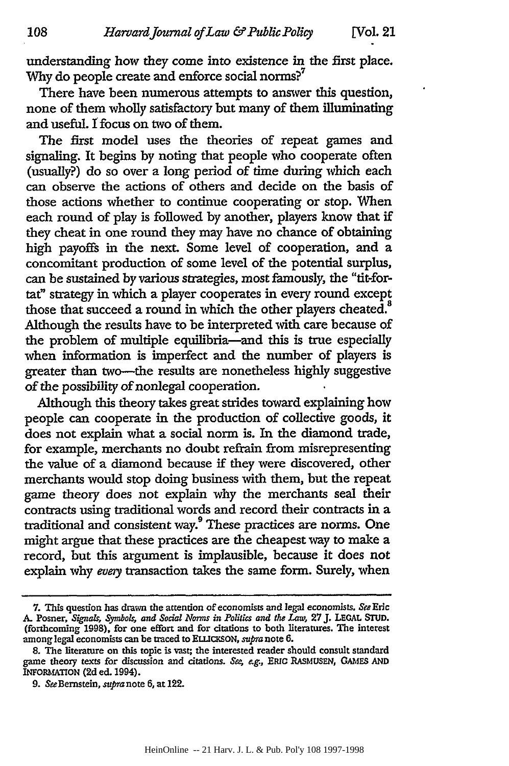understanding how they come into existence in the first place. Why do people create and enforce social norms?[7]

There have been numerous attempts to answer this question, none of them wholly satisfactory but many of them illuminating and useful. I focus on two of them.

The first model uses the theories of repeat games and signaling. It begins by noting that people who cooperate often (usually?) do so over a long period of time during which each can observe the actions of others and decide on the basis of those actions whether to continue cooperating or stop. When each round of play is followed by another, players know that if they cheat in one round they may have no chance of obtaining high payoffs in the next. Some level of cooperation, and a concomitant production of some level of the potential surplus, can be sustained by various strategies, most famously, the "tit-for-tat" strategy in which a player cooperates in every round except those that succeed a round in which the other players cheated.[8] Although the results have to be interpreted with care because of the problem of multiple equilibria—and this is true especially when information is imperfect and the number of players is greater than two—the results are nonetheless highly suggestive of the possibility of nonlegal cooperation.

Although this theory takes great strides toward explaining how people can cooperate in the production of collective goods, it does not explain what a social norm is. In the diamond trade, for example, merchants no doubt refrain from misrepresenting the value of a diamond because if they were discovered, other merchants would stop doing business with them, but the repeat game theory does not explain why the merchants seal their contracts using traditional words and record their contracts in a traditional and consistent way.[9] These practices are norms. One might argue that these practices are the cheapest way to make a record, but this argument is implausible, because it does not explain why *every* transaction takes the same form. Surely, when

---

7. This question has drawn the attention of economists and legal economists. *See* Eric A. Posner, *Signals, Symbols, and Social Norms in Politics and the Law*, 27 J. LEGAL STUD. (forthcoming 1998), for one effort and for citations to both literatures. The interest among legal economists can be traced to ELLICKSON, *supra* note 6.

8. The literature on this topic is vast; the interested reader should consult standard game theory texts for discussion and citations. *See, e.g.*, ERIC RASMUSEN, GAMES AND INFORMATION (2d ed. 1994).

9. *See* Bernstein, *supra* note 6, at 122.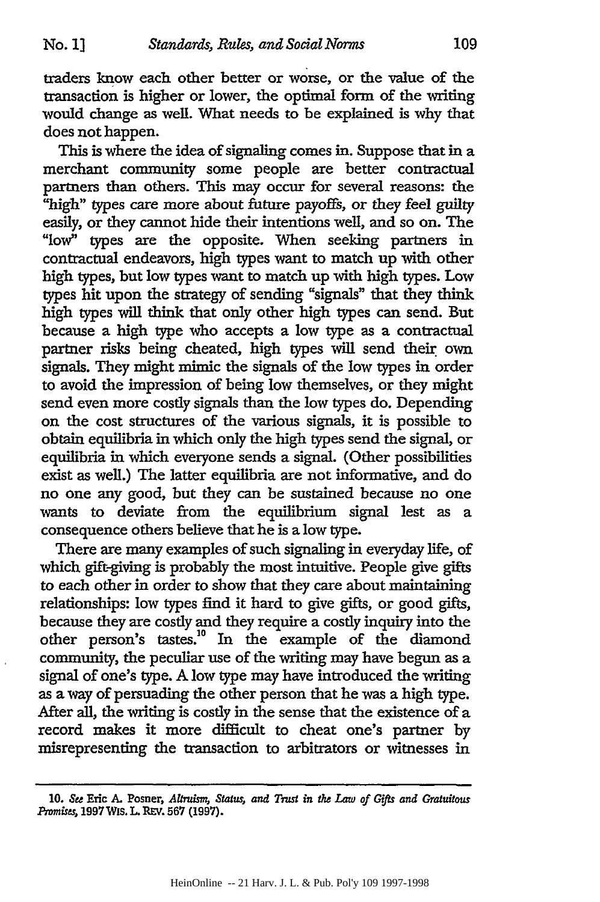traders know each other better or worse, or the value of the transaction is higher or lower, the optimal form of the writing would change as well. What needs to be explained is why that does not happen.

This is where the idea of signaling comes in. Suppose that in a merchant community some people are better contractual partners than others. This may occur for several reasons: the "high" types care more about future payoffs, or they feel guilty easily, or they cannot hide their intentions well, and so on. The "low" types are the opposite. When seeking partners in contractual endeavors, high types want to match up with other high types, but low types want to match up with high types. Low types hit upon the strategy of sending "signals" that they think high types will think that only other high types can send. But because a high type who accepts a low type as a contractual partner risks being cheated, high types will send their own signals. They might mimic the signals of the low types in order to avoid the impression of being low themselves, or they might send even more costly signals than the low types do. Depending on the cost structures of the various signals, it is possible to obtain equilibria in which only the high types send the signal, or equilibria in which everyone sends a signal. (Other possibilities exist as well.) The latter equilibria are not informative, and do no one any good, but they can be sustained because no one wants to deviate from the equilibrium signal lest as a consequence others believe that he is a low type.

There are many examples of such signaling in everyday life, of which gift-giving is probably the most intuitive. People give gifts to each other in order to show that they care about maintaining relationships: low types find it hard to give gifts, or good gifts, because they are costly and they require a costly inquiry into the other person's tastes.[10] In the example of the diamond community, the peculiar use of the writing may have begun as a signal of one's type. A low type may have introduced the writing as a way of persuading the other person that he was a high type. After all, the writing is costly in the sense that the existence of a record makes it more difficult to cheat one's partner by misrepresenting the transaction to arbitrators or witnesses in

---

10. *See* Eric A. Posner, *Altruism, Status, and Trust in the Law of Gifts and Gratuitous Promises*, 1997 WIS. L. REV. 567 (1997).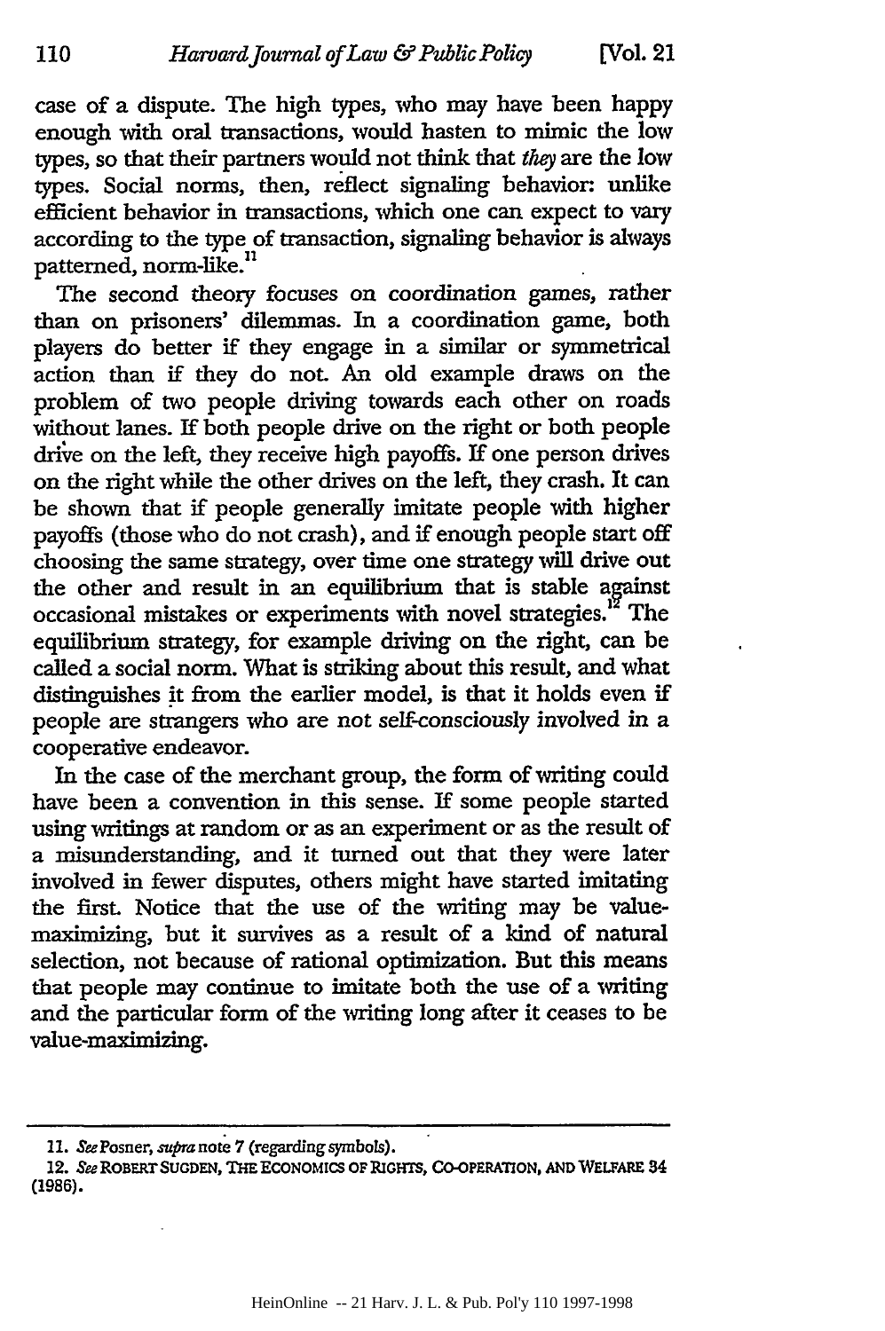case of a dispute. The high types, who may have been happy enough with oral transactions, would hasten to mimic the low types, so that their partners would not think that *they* are the low types. Social norms, then, reflect signaling behavior: unlike efficient behavior in transactions, which one can expect to vary according to the type of transaction, signaling behavior is always patterned, norm-like.[11]

The second theory focuses on coordination games, rather than on prisoners' dilemmas. In a coordination game, both players do better if they engage in a similar or symmetrical action than if they do not. An old example draws on the problem of two people driving towards each other on roads without lanes. If both people drive on the right or both people drive on the left, they receive high payoffs. If one person drives on the right while the other drives on the left, they crash. It can be shown that if people generally imitate people with higher payoffs (those who do not crash), and if enough people start off choosing the same strategy, over time one strategy will drive out the other and result in an equilibrium that is stable against occasional mistakes or experiments with novel strategies.[12] The equilibrium strategy, for example driving on the right, can be called a social norm. What is striking about this result, and what distinguishes it from the earlier model, is that it holds even if people are strangers who are not self-consciously involved in a cooperative endeavor.

In the case of the merchant group, the form of writing could have been a convention in this sense. If some people started using writings at random or as an experiment or as the result of a misunderstanding, and it turned out that they were later involved in fewer disputes, others might have started imitating the first. Notice that the use of the writing may be value-maximizing, but it survives as a result of a kind of natural selection, not because of rational optimization. But this means that people may continue to imitate both the use of a writing and the particular form of the writing long after it ceases to be value-maximizing.

---

11. *See* Posner, *supra* note 7 (regarding symbols).

12. *See* ROBERT SUGDEN, THE ECONOMICS OF RIGHTS, CO-OPERATION, AND WELFARE 34 (1986).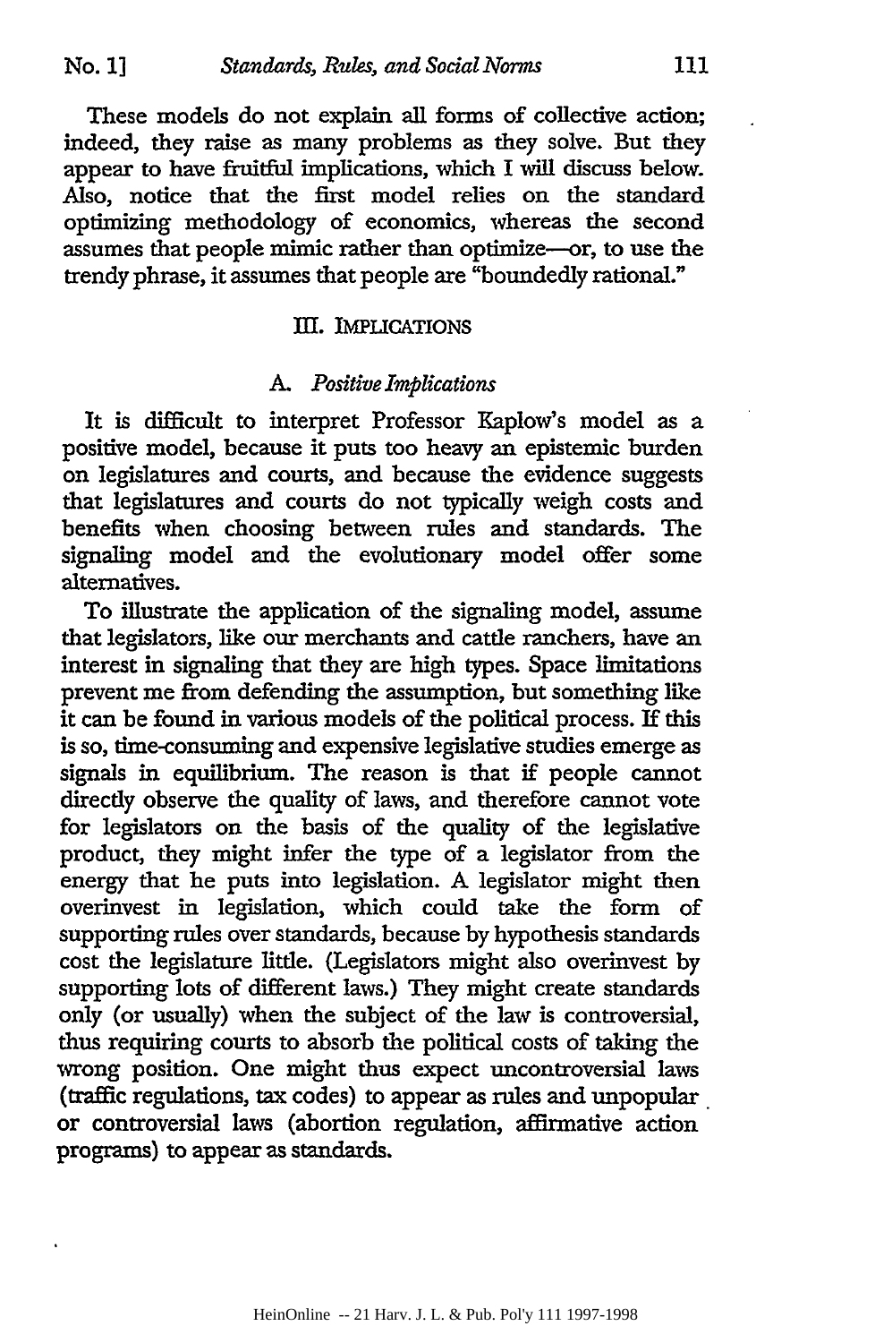These models do not explain all forms of collective action; indeed, they raise as many problems as they solve. But they appear to have fruitful implications, which I will discuss below. Also, notice that the first model relies on the standard optimizing methodology of economics, whereas the second assumes that people mimic rather than optimize—or, to use the trendy phrase, it assumes that people are "boundedly rational."

## III. IMPLICATIONS

### A. *Positive Implications*

It is difficult to interpret Professor Kaplow's model as a positive model, because it puts too heavy an epistemic burden on legislatures and courts, and because the evidence suggests that legislatures and courts do not typically weigh costs and benefits when choosing between rules and standards. The signaling model and the evolutionary model offer some alternatives.

To illustrate the application of the signaling model, assume that legislators, like our merchants and cattle ranchers, have an interest in signaling that they are high types. Space limitations prevent me from defending the assumption, but something like it can be found in various models of the political process. If this is so, time-consuming and expensive legislative studies emerge as signals in equilibrium. The reason is that if people cannot directly observe the quality of laws, and therefore cannot vote for legislators on the basis of the quality of the legislative product, they might infer the type of a legislator from the energy that he puts into legislation. A legislator might then overinvest in legislation, which could take the form of supporting rules over standards, because by hypothesis standards cost the legislature little. (Legislators might also overinvest by supporting lots of different laws.) They might create standards only (or usually) when the subject of the law is controversial, thus requiring courts to absorb the political costs of taking the wrong position. One might thus expect uncontroversial laws (traffic regulations, tax codes) to appear as rules and unpopular or controversial laws (abortion regulation, affirmative action programs) to appear as standards.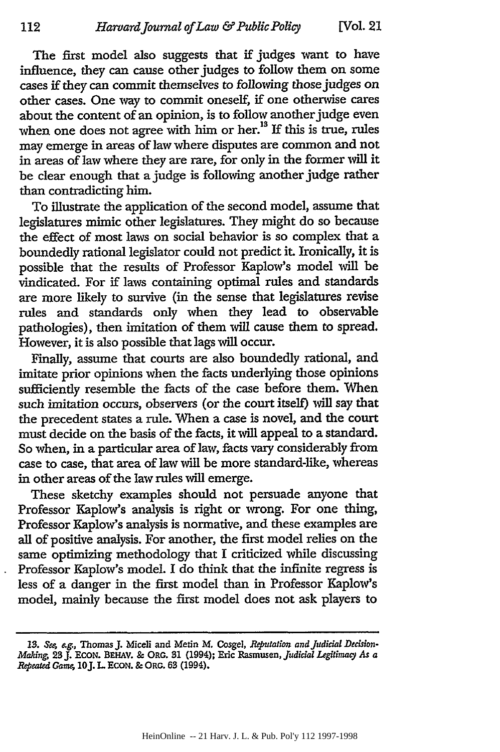The first model also suggests that if judges want to have influence, they can cause other judges to follow them on some cases if they can commit themselves to following those judges on other cases. One way to commit oneself, if one otherwise cares about the content of an opinion, is to follow another judge even when one does not agree with him or her.[13] If this is true, rules may emerge in areas of law where disputes are common and not in areas of law where they are rare, for only in the former will it be clear enough that a judge is following another judge rather than contradicting him.

To illustrate the application of the second model, assume that legislatures mimic other legislatures. They might do so because the effect of most laws on social behavior is so complex that a boundedly rational legislator could not predict it. Ironically, it is possible that the results of Professor Kaplow's model will be vindicated. For if laws containing optimal rules and standards are more likely to survive (in the sense that legislatures revise rules and standards only when they lead to observable pathologies), then imitation of them will cause them to spread. However, it is also possible that lags will occur.

Finally, assume that courts are also boundedly rational, and imitate prior opinions when the facts underlying those opinions sufficiently resemble the facts of the case before them. When such imitation occurs, observers (or the court itself) will say that the precedent states a rule. When a case is novel, and the court must decide on the basis of the facts, it will appeal to a standard. So when, in a particular area of law, facts vary considerably from case to case, that area of law will be more standard-like, whereas in other areas of the law rules will emerge.

These sketchy examples should not persuade anyone that Professor Kaplow's analysis is right or wrong. For one thing, Professor Kaplow's analysis is normative, and these examples are all of positive analysis. For another, the first model relies on the same optimizing methodology that I criticized while discussing Professor Kaplow's model. I do think that the infinite regress is less of a danger in the first model than in Professor Kaplow's model, mainly because the first model does not ask players to

---

13. *See, e.g.*, Thomas J. Miceli and Metin M. Cosgel, *Reputation and Judicial Decision-Making*, 23 J. ECON. BEHAV. & ORG. 31 (1994); Eric Rasmusen, *Judicial Legitimacy As a Repeated Game*, 10 J. L. ECON. & ORG. 63 (1994).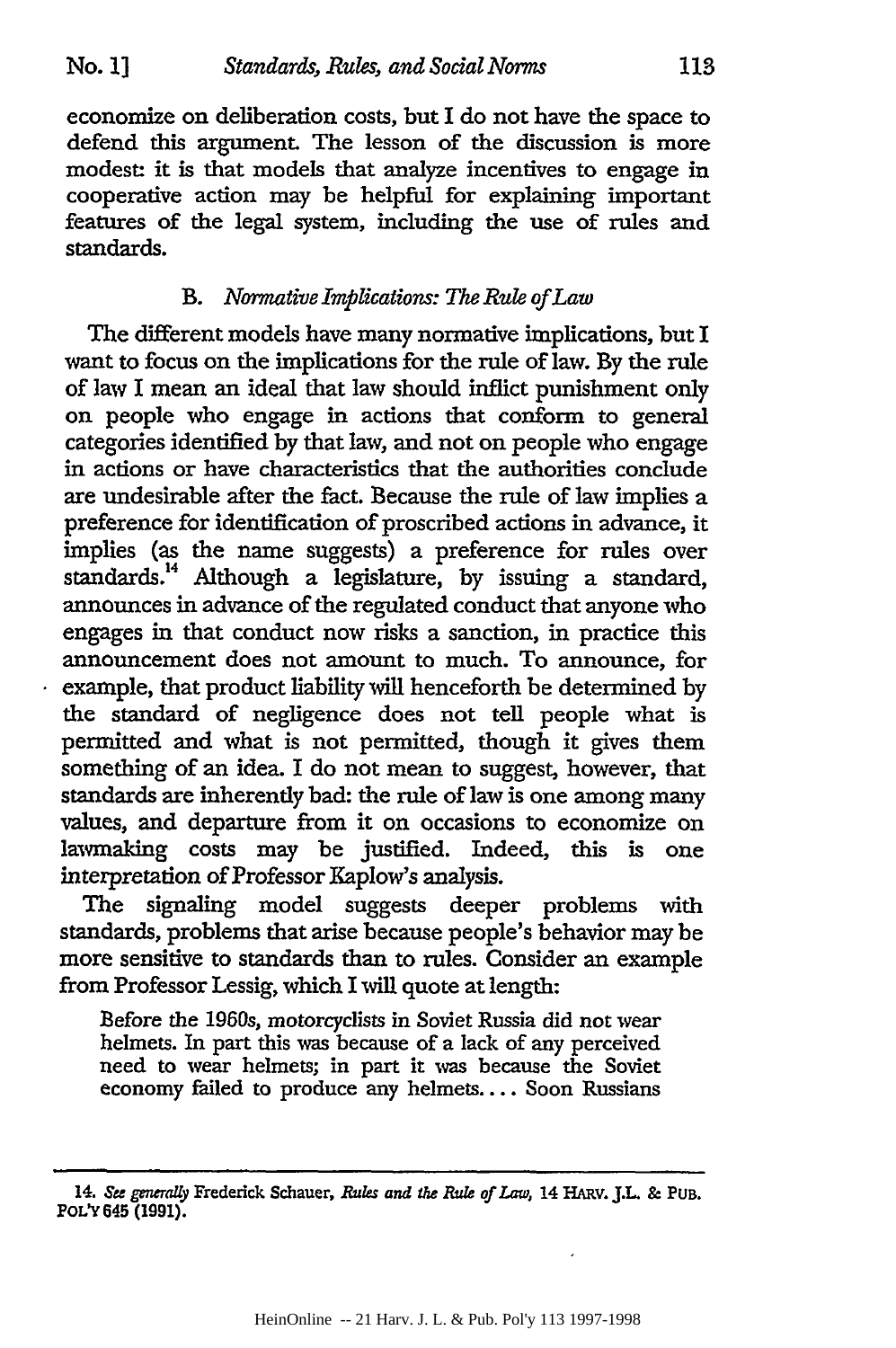economize on deliberation costs, but I do not have the space to defend this argument. The lesson of the discussion is more modest: it is that models that analyze incentives to engage in cooperative action may be helpful for explaining important features of the legal system, including the use of rules and standards.

### B. *Normative Implications: The Rule of Law*

The different models have many normative implications, but I want to focus on the implications for the rule of law. By the rule of law I mean an ideal that law should inflict punishment only on people who engage in actions that conform to general categories identified by that law, and not on people who engage in actions or have characteristics that the authorities conclude are undesirable after the fact. Because the rule of law implies a preference for identification of proscribed actions in advance, it implies (as the name suggests) a preference for rules over standards.[14] Although a legislature, by issuing a standard, announces in advance of the regulated conduct that anyone who engages in that conduct now risks a sanction, in practice this announcement does not amount to much. To announce, for example, that product liability will henceforth be determined by the standard of negligence does not tell people what is permitted and what is not permitted, though it gives them something of an idea. I do not mean to suggest, however, that standards are inherently bad: the rule of law is one among many values, and departure from it on occasions to economize on lawmaking costs may be justified. Indeed, this is one interpretation of Professor Kaplow's analysis.

The signaling model suggests deeper problems with standards, problems that arise because people's behavior may be more sensitive to standards than to rules. Consider an example from Professor Lessig, which I will quote at length:

> Before the 1960s, motorcyclists in Soviet Russia did not wear helmets. In part this was because of a lack of any perceived need to wear helmets; in part it was because the Soviet economy failed to produce any helmets.... Soon Russians

---

14. *See generally* Frederick Schauer, *Rules and the Rule of Law*, 14 HARV. J.L. & PUB. POL'Y 645 (1991).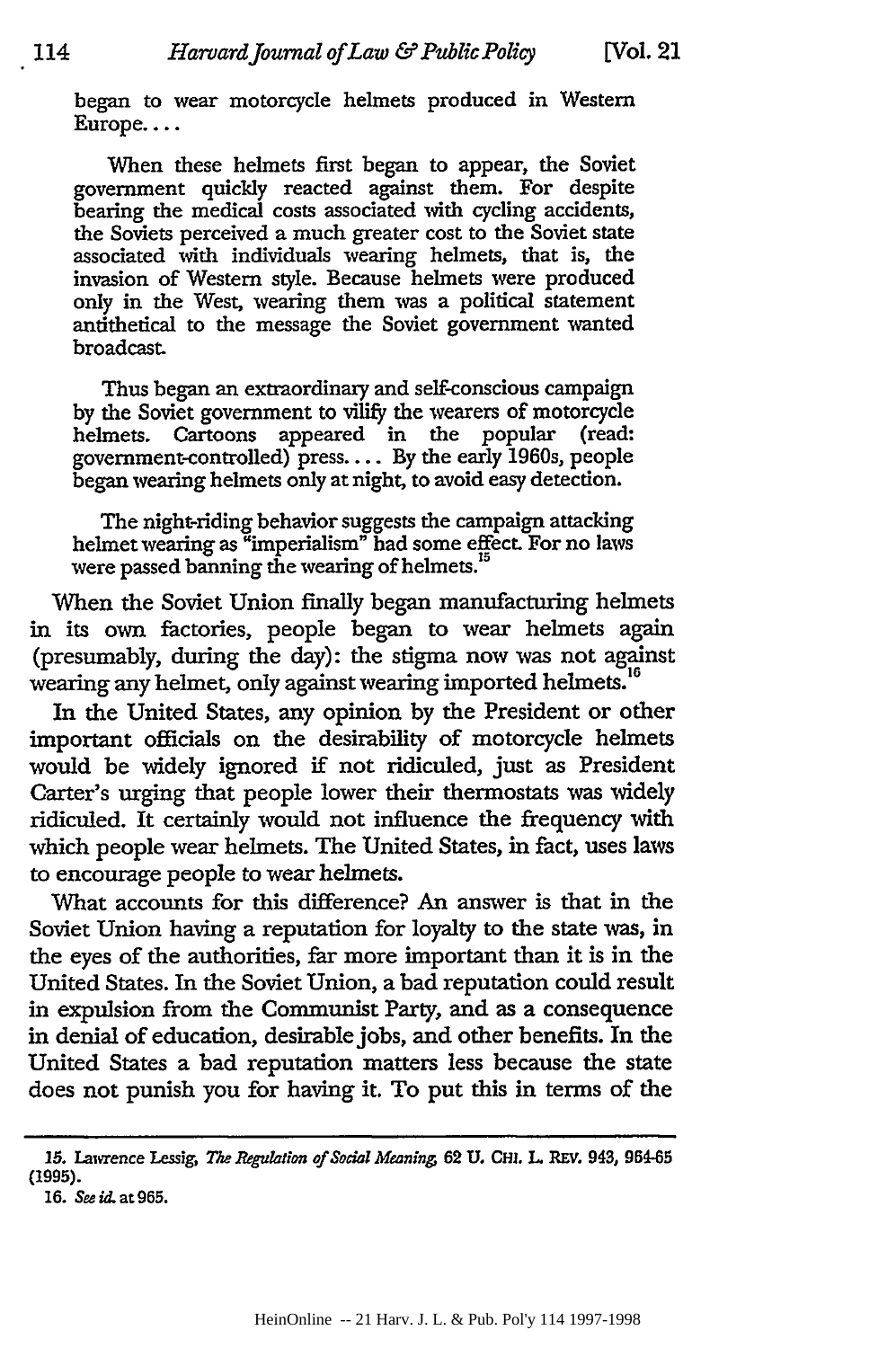began to wear motorcycle helmets produced in Western Europe. . . .

When these helmets first began to appear, the Soviet government quickly reacted against them. For despite bearing the medical costs associated with cycling accidents, the Soviets perceived a much greater cost to the Soviet state associated with individuals wearing helmets, that is, the invasion of Western style. Because helmets were produced only in the West, wearing them was a political statement antithetical to the message the Soviet government wanted broadcast.

Thus began an extraordinary and self-conscious campaign by the Soviet government to vilify the wearers of motorcycle helmets. Cartoons appeared in the popular (read: government-controlled) press. . . . By the early 1960s, people began wearing helmets only at night, to avoid easy detection.

The night-riding behavior suggests the campaign attacking helmet wearing as "imperialism" had some effect. For no laws were passed banning the wearing of helmets.[15]

When the Soviet Union finally began manufacturing helmets in its own factories, people began to wear helmets again (presumably, during the day): the stigma now was not against wearing any helmet, only against wearing imported helmets.[16]

In the United States, any opinion by the President or other important officials on the desirability of motorcycle helmets would be widely ignored if not ridiculed, just as President Carter's urging that people lower their thermostats was widely ridiculed. It certainly would not influence the frequency with which people wear helmets. The United States, in fact, uses laws to encourage people to wear helmets.

What accounts for this difference? An answer is that in the Soviet Union having a reputation for loyalty to the state was, in the eyes of the authorities, far more important than it is in the United States. In the Soviet Union, a bad reputation could result in expulsion from the Communist Party, and as a consequence in denial of education, desirable jobs, and other benefits. In the United States a bad reputation matters less because the state does not punish you for having it. To put this in terms of the

---

15. Lawrence Lessig, *The Regulation of Social Meaning*, 62 U. CHI. L. REV. 943, 964-65 (1995).

16. *See id.* at 965.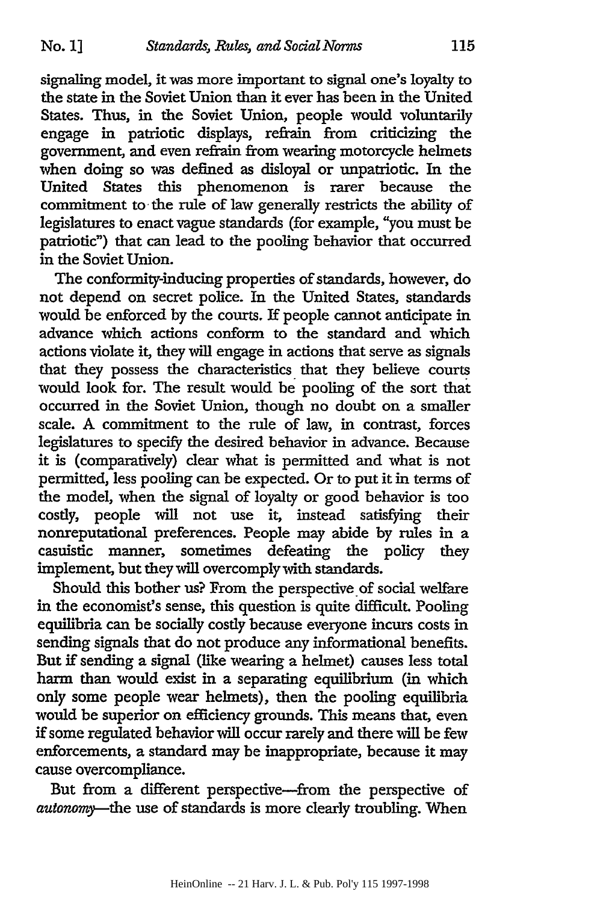signaling model, it was more important to signal one's loyalty to the state in the Soviet Union than it ever has been in the United States. Thus, in the Soviet Union, people would voluntarily engage in patriotic displays, refrain from criticizing the government, and even refrain from wearing motorcycle helmets when doing so was defined as disloyal or unpatriotic. In the United States this phenomenon is rarer because the commitment to the rule of law generally restricts the ability of legislatures to enact vague standards (for example, "you must be patriotic") that can lead to the pooling behavior that occurred in the Soviet Union.

The conformity-inducing properties of standards, however, do not depend on secret police. In the United States, standards would be enforced by the courts. If people cannot anticipate in advance which actions conform to the standard and which actions violate it, they will engage in actions that serve as signals that they possess the characteristics that they believe courts would look for. The result would be pooling of the sort that occurred in the Soviet Union, though no doubt on a smaller scale. A commitment to the rule of law, in contrast, forces legislatures to specify the desired behavior in advance. Because it is (comparatively) clear what is permitted and what is not permitted, less pooling can be expected. Or to put it in terms of the model, when the signal of loyalty or good behavior is too costly, people will not use it, instead satisfying their nonreputational preferences. People may abide by rules in a casuistic manner, sometimes defeating the policy they implement, but they will overcomply with standards.

Should this bother us? From the perspective of social welfare in the economist's sense, this question is quite difficult. Pooling equilibria can be socially costly because everyone incurs costs in sending signals that do not produce any informational benefits. But if sending a signal (like wearing a helmet) causes less total harm than would exist in a separating equilibrium (in which only some people wear helmets), then the pooling equilibria would be superior on efficiency grounds. This means that, even if some regulated behavior will occur rarely and there will be few enforcements, a standard may be inappropriate, because it may cause overcompliance.

But from a different perspective—from the perspective of *autonomy*—the use of standards is more clearly troubling. When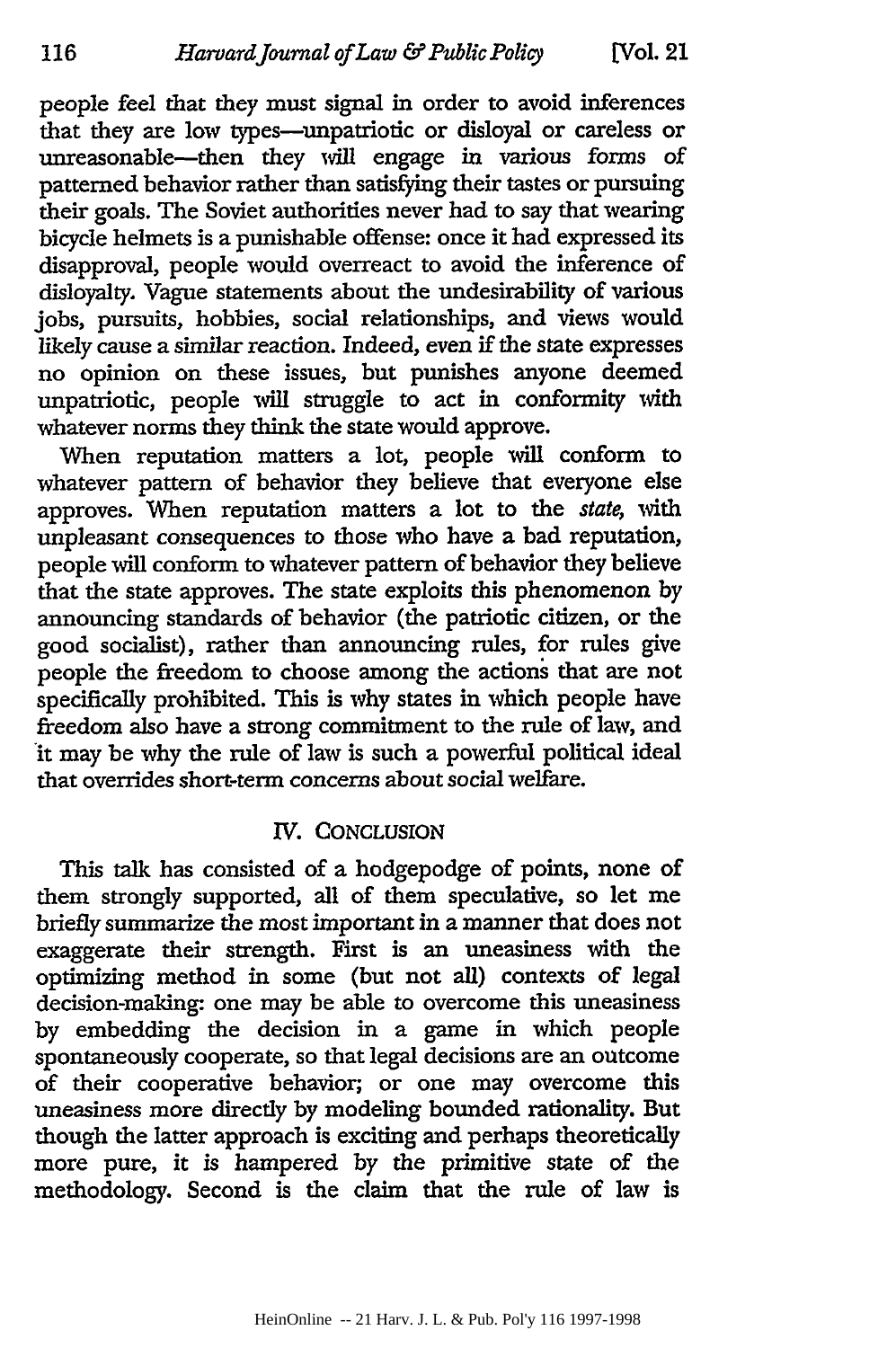people feel that they must signal in order to avoid inferences that they are low types—unpatriotic or disloyal or careless or unreasonable—then they will engage in various forms of patterned behavior rather than satisfying their tastes or pursuing their goals. The Soviet authorities never had to say that wearing bicycle helmets is a punishable offense: once it had expressed its disapproval, people would overreact to avoid the inference of disloyalty. Vague statements about the undesirability of various jobs, pursuits, hobbies, social relationships, and views would likely cause a similar reaction. Indeed, even if the state expresses no opinion on these issues, but punishes anyone deemed unpatriotic, people will struggle to act in conformity with whatever norms they think the state would approve.

When reputation matters a lot, people will conform to whatever pattern of behavior they believe that everyone else approves. When reputation matters a lot to the *state*, with unpleasant consequences to those who have a bad reputation, people will conform to whatever pattern of behavior they believe that the state approves. The state exploits this phenomenon by announcing standards of behavior (the patriotic citizen, or the good socialist), rather than announcing rules, for rules give people the freedom to choose among the actions that are not specifically prohibited. This is why states in which people have freedom also have a strong commitment to the rule of law, and it may be why the rule of law is such a powerful political ideal that overrides short-term concerns about social welfare.

## IV. CONCLUSION

This talk has consisted of a hodgepodge of points, none of them strongly supported, all of them speculative, so let me briefly summarize the most important in a manner that does not exaggerate their strength. First is an uneasiness with the optimizing method in some (but not all) contexts of legal decision-making: one may be able to overcome this uneasiness by embedding the decision in a game in which people spontaneously cooperate, so that legal decisions are an outcome of their cooperative behavior; or one may overcome this uneasiness more directly by modeling bounded rationality. But though the latter approach is exciting and perhaps theoretically more pure, it is hampered by the primitive state of the methodology. Second is the claim that the rule of law is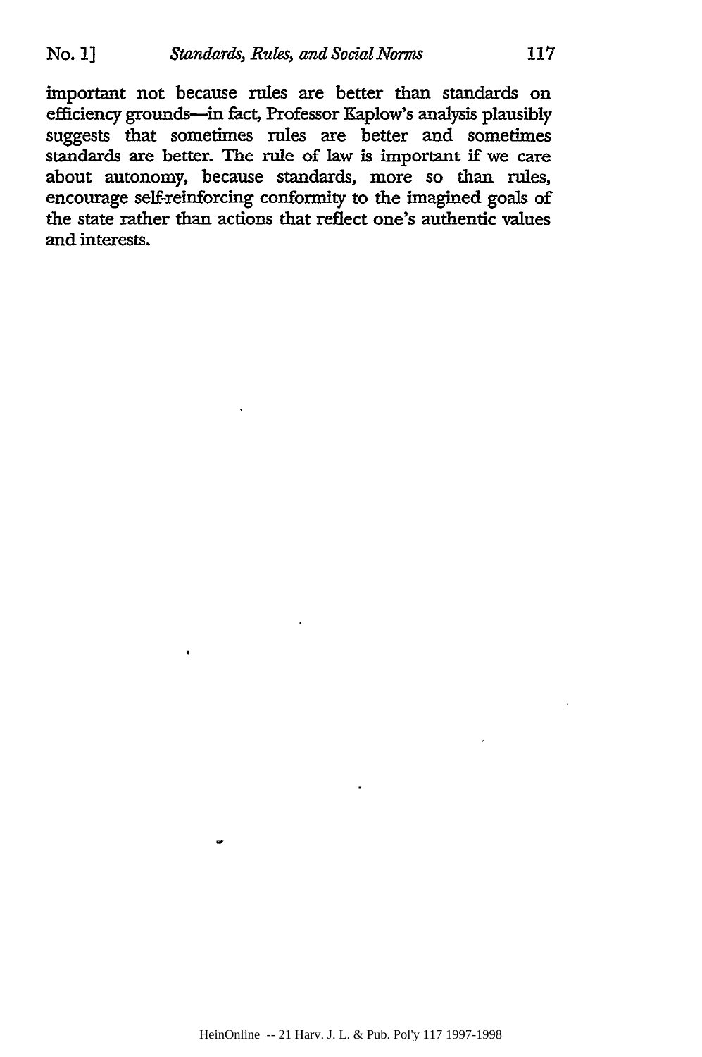important not because rules are better than standards on efficiency grounds—in fact, Professor Kaplow's analysis plausibly suggests that sometimes rules are better and sometimes standards are better. The rule of law is important if we care about autonomy, because standards, more so than rules, encourage self-reinforcing conformity to the imagined goals of the state rather than actions that reflect one's authentic values and interests.